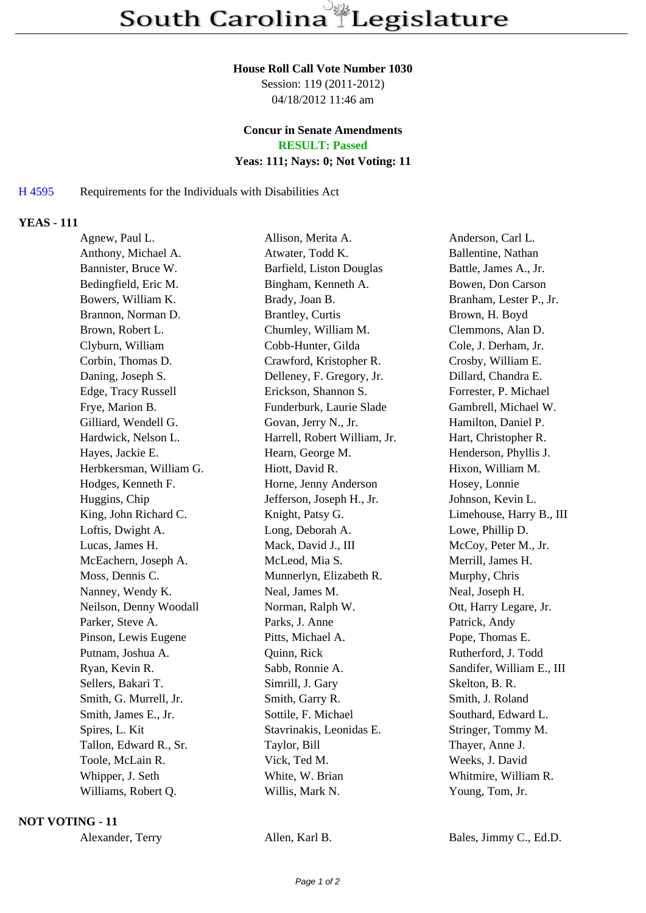# South Carolina Legislature

**House Roll Call Vote Number 1030**
Session: 119 (2011-2012)
04/18/2012 11:46 am

**Concur in Senate Amendments**
**RESULT: Passed**
**Yeas: 111; Nays: 0; Not Voting: 11**

H 4595 Requirements for the Individuals with Disabilities Act

## YEAS - 111

| | | |
|---|---|---|
| Agnew, Paul L. | Allison, Merita A. | Anderson, Carl L. |
| Anthony, Michael A. | Atwater, Todd K. | Ballentine, Nathan |
| Bannister, Bruce W. | Barfield, Liston Douglas | Battle, James A., Jr. |
| Bedingfield, Eric M. | Bingham, Kenneth A. | Bowen, Don Carson |
| Bowers, William K. | Brady, Joan B. | Branham, Lester P., Jr. |
| Brannon, Norman D. | Brantley, Curtis | Brown, H. Boyd |
| Brown, Robert L. | Chumley, William M. | Clemmons, Alan D. |
| Clyburn, William | Cobb-Hunter, Gilda | Cole, J. Derham, Jr. |
| Corbin, Thomas D. | Crawford, Kristopher R. | Crosby, William E. |
| Daning, Joseph S. | Delleney, F. Gregory, Jr. | Dillard, Chandra E. |
| Edge, Tracy Russell | Erickson, Shannon S. | Forrester, P. Michael |
| Frye, Marion B. | Funderburk, Laurie Slade | Gambrell, Michael W. |
| Gilliard, Wendell G. | Govan, Jerry N., Jr. | Hamilton, Daniel P. |
| Hardwick, Nelson L. | Harrell, Robert William, Jr. | Hart, Christopher R. |
| Hayes, Jackie E. | Hearn, George M. | Henderson, Phyllis J. |
| Herbkersman, William G. | Hiott, David R. | Hixon, William M. |
| Hodges, Kenneth F. | Horne, Jenny Anderson | Hosey, Lonnie |
| Huggins, Chip | Jefferson, Joseph H., Jr. | Johnson, Kevin L. |
| King, John Richard C. | Knight, Patsy G. | Limehouse, Harry B., III |
| Loftis, Dwight A. | Long, Deborah A. | Lowe, Phillip D. |
| Lucas, James H. | Mack, David J., III | McCoy, Peter M., Jr. |
| McEachern, Joseph A. | McLeod, Mia S. | Merrill, James H. |
| Moss, Dennis C. | Munnerlyn, Elizabeth R. | Murphy, Chris |
| Nanney, Wendy K. | Neal, James M. | Neal, Joseph H. |
| Neilson, Denny Woodall | Norman, Ralph W. | Ott, Harry Legare, Jr. |
| Parker, Steve A. | Parks, J. Anne | Patrick, Andy |
| Pinson, Lewis Eugene | Pitts, Michael A. | Pope, Thomas E. |
| Putnam, Joshua A. | Quinn, Rick | Rutherford, J. Todd |
| Ryan, Kevin R. | Sabb, Ronnie A. | Sandifer, William E., III |
| Sellers, Bakari T. | Simrill, J. Gary | Skelton, B. R. |
| Smith, G. Murrell, Jr. | Smith, Garry R. | Smith, J. Roland |
| Smith, James E., Jr. | Sottile, F. Michael | Southard, Edward L. |
| Spires, L. Kit | Stavrinakis, Leonidas E. | Stringer, Tommy M. |
| Tallon, Edward R., Sr. | Taylor, Bill | Thayer, Anne J. |
| Toole, McLain R. | Vick, Ted M. | Weeks, J. David |
| Whipper, J. Seth | White, W. Brian | Whitmire, William R. |
| Williams, Robert Q. | Willis, Mark N. | Young, Tom, Jr. |

## NOT VOTING - 11

| | | |
|---|---|---|
| Alexander, Terry | Allen, Karl B. | Bales, Jimmy C., Ed.D. |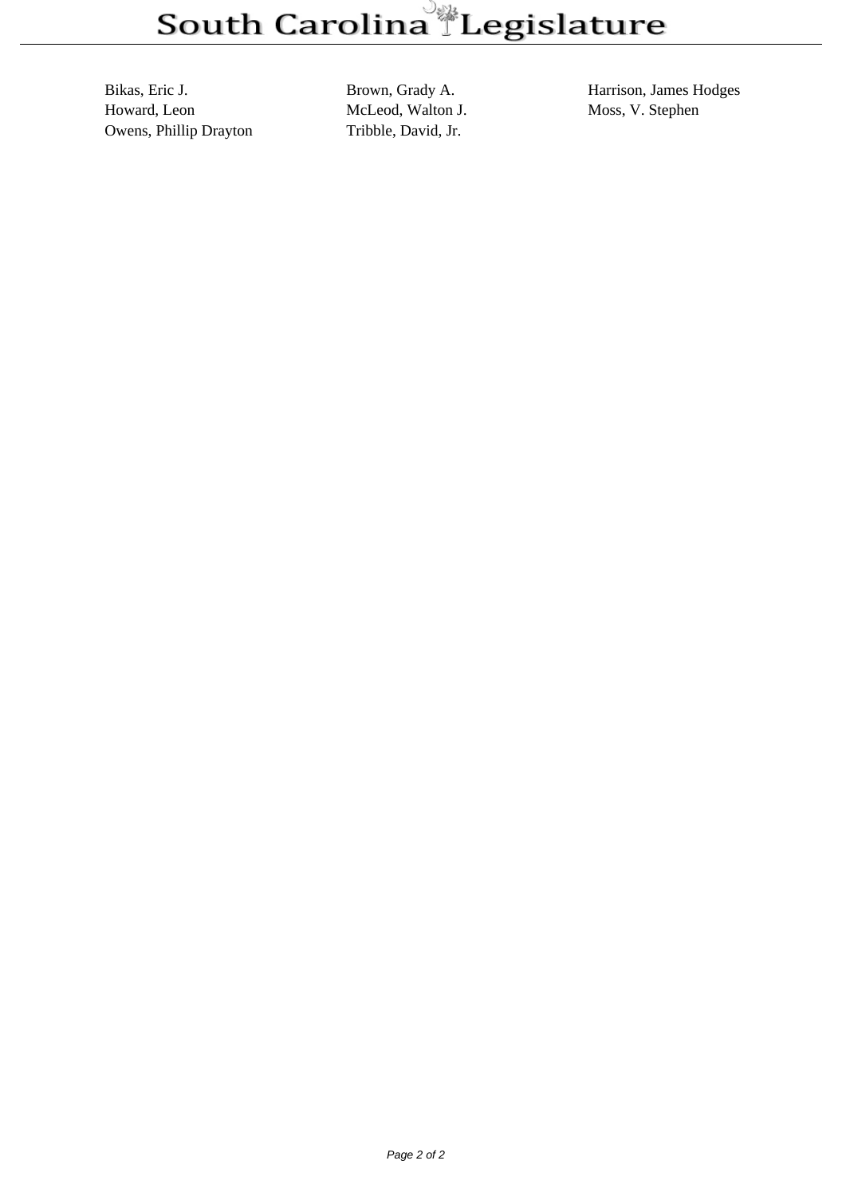Bikas, Eric J.
Brown, Grady A.
Harrison, James Hodges
Howard, Leon
McLeod, Walton J.
Moss, V. Stephen
Owens, Phillip Drayton
Tribble, David, Jr.